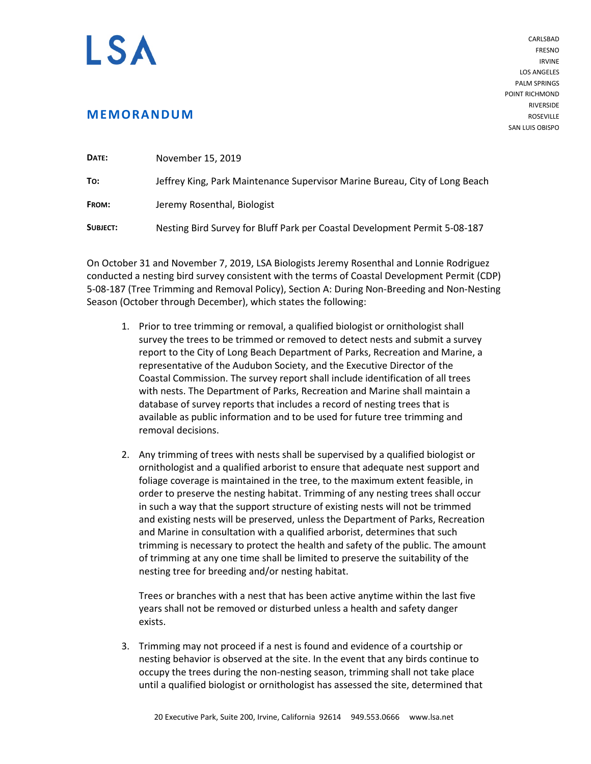# LSA

CARLSBAD
FRESNO
IRVINE
LOS ANGELES
PALM SPRINGS
POINT RICHMOND
RIVERSIDE
ROSEVILLE
SAN LUIS OBISPO

## MEMORANDUM

**DATE:** November 15, 2019

**TO:** Jeffrey King, Park Maintenance Supervisor Marine Bureau, City of Long Beach

**FROM:** Jeremy Rosenthal, Biologist

**SUBJECT:** Nesting Bird Survey for Bluff Park per Coastal Development Permit 5-08-187

On October 31 and November 7, 2019, LSA Biologists Jeremy Rosenthal and Lonnie Rodriguez conducted a nesting bird survey consistent with the terms of Coastal Development Permit (CDP) 5-08-187 (Tree Trimming and Removal Policy), Section A: During Non-Breeding and Non-Nesting Season (October through December), which states the following:

1. Prior to tree trimming or removal, a qualified biologist or ornithologist shall survey the trees to be trimmed or removed to detect nests and submit a survey report to the City of Long Beach Department of Parks, Recreation and Marine, a representative of the Audubon Society, and the Executive Director of the Coastal Commission. The survey report shall include identification of all trees with nests. The Department of Parks, Recreation and Marine shall maintain a database of survey reports that includes a record of nesting trees that is available as public information and to be used for future tree trimming and removal decisions.

2. Any trimming of trees with nests shall be supervised by a qualified biologist or ornithologist and a qualified arborist to ensure that adequate nest support and foliage coverage is maintained in the tree, to the maximum extent feasible, in order to preserve the nesting habitat. Trimming of any nesting trees shall occur in such a way that the support structure of existing nests will not be trimmed and existing nests will be preserved, unless the Department of Parks, Recreation and Marine in consultation with a qualified arborist, determines that such trimming is necessary to protect the health and safety of the public. The amount of trimming at any one time shall be limited to preserve the suitability of the nesting tree for breeding and/or nesting habitat.

   Trees or branches with a nest that has been active anytime within the last five years shall not be removed or disturbed unless a health and safety danger exists.

3. Trimming may not proceed if a nest is found and evidence of a courtship or nesting behavior is observed at the site. In the event that any birds continue to occupy the trees during the non-nesting season, trimming shall not take place until a qualified biologist or ornithologist has assessed the site, determined that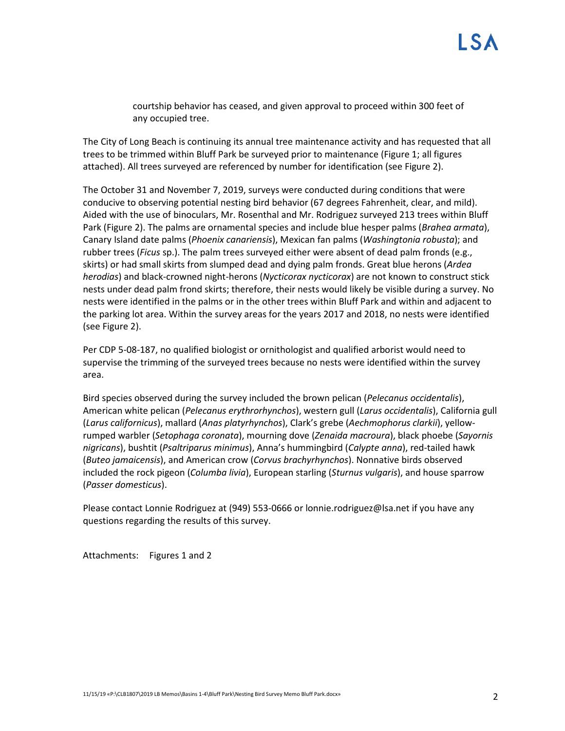courtship behavior has ceased, and given approval to proceed within 300 feet of any occupied tree.

The City of Long Beach is continuing its annual tree maintenance activity and has requested that all trees to be trimmed within Bluff Park be surveyed prior to maintenance (Figure 1; all figures attached). All trees surveyed are referenced by number for identification (see Figure 2).

The October 31 and November 7, 2019, surveys were conducted during conditions that were conducive to observing potential nesting bird behavior (67 degrees Fahrenheit, clear, and mild). Aided with the use of binoculars, Mr. Rosenthal and Mr. Rodriguez surveyed 213 trees within Bluff Park (Figure 2). The palms are ornamental species and include blue hesper palms (*Brahea armata*), Canary Island date palms (*Phoenix canariensis*), Mexican fan palms (*Washingtonia robusta*); and rubber trees (*Ficus* sp.). The palm trees surveyed either were absent of dead palm fronds (e.g., skirts) or had small skirts from slumped dead and dying palm fronds. Great blue herons (*Ardea herodias*) and black-crowned night-herons (*Nycticorax nycticorax*) are not known to construct stick nests under dead palm frond skirts; therefore, their nests would likely be visible during a survey. No nests were identified in the palms or in the other trees within Bluff Park and within and adjacent to the parking lot area. Within the survey areas for the years 2017 and 2018, no nests were identified (see Figure 2).

Per CDP 5-08-187, no qualified biologist or ornithologist and qualified arborist would need to supervise the trimming of the surveyed trees because no nests were identified within the survey area.

Bird species observed during the survey included the brown pelican (*Pelecanus occidentalis*), American white pelican (*Pelecanus erythrorhynchos*), western gull (*Larus occidentalis*), California gull (*Larus californicus*), mallard (*Anas platyrhynchos*), Clark's grebe (*Aechmophorus clarkii*), yellow-rumped warbler (*Setophaga coronata*), mourning dove (*Zenaida macroura*), black phoebe (*Sayornis nigricans*), bushtit (*Psaltriparus minimus*), Anna's hummingbird (*Calypte anna*), red-tailed hawk (*Buteo jamaicensis*), and American crow (*Corvus brachyrhynchos*). Nonnative birds observed included the rock pigeon (*Columba livia*), European starling (*Sturnus vulgaris*), and house sparrow (*Passer domesticus*).

Please contact Lonnie Rodriguez at (949) 553-0666 or lonnie.rodriguez@lsa.net if you have any questions regarding the results of this survey.

Attachments: Figures 1 and 2